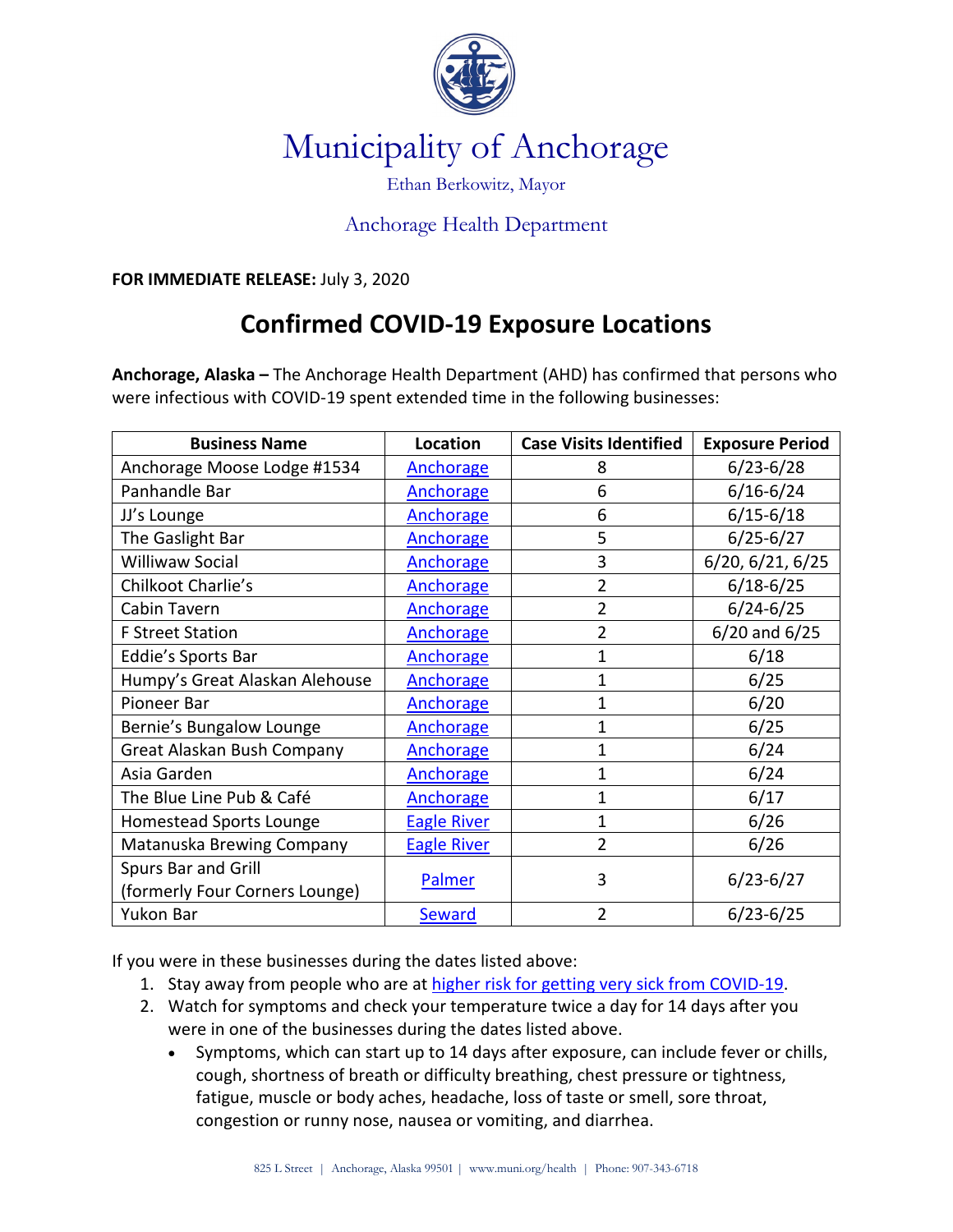# Municipality of Anchorage

Ethan Berkowitz, Mayor

Anchorage Health Department

**FOR IMMEDIATE RELEASE:** July 3, 2020

## Confirmed COVID-19 Exposure Locations

**Anchorage, Alaska –** The Anchorage Health Department (AHD) has confirmed that persons who were infectious with COVID-19 spent extended time in the following businesses:

| Business Name | Location | Case Visits Identified | Exposure Period |
|---|---|---|---|
| Anchorage Moose Lodge #1534 | Anchorage | 8 | 6/23-6/28 |
| Panhandle Bar | Anchorage | 6 | 6/16-6/24 |
| JJ's Lounge | Anchorage | 6 | 6/15-6/18 |
| The Gaslight Bar | Anchorage | 5 | 6/25-6/27 |
| Williwaw Social | Anchorage | 3 | 6/20, 6/21, 6/25 |
| Chilkoot Charlie's | Anchorage | 2 | 6/18-6/25 |
| Cabin Tavern | Anchorage | 2 | 6/24-6/25 |
| F Street Station | Anchorage | 2 | 6/20 and 6/25 |
| Eddie's Sports Bar | Anchorage | 1 | 6/18 |
| Humpy's Great Alaskan Alehouse | Anchorage | 1 | 6/25 |
| Pioneer Bar | Anchorage | 1 | 6/20 |
| Bernie's Bungalow Lounge | Anchorage | 1 | 6/25 |
| Great Alaskan Bush Company | Anchorage | 1 | 6/24 |
| Asia Garden | Anchorage | 1 | 6/24 |
| The Blue Line Pub & Café | Anchorage | 1 | 6/17 |
| Homestead Sports Lounge | Eagle River | 1 | 6/26 |
| Matanuska Brewing Company | Eagle River | 2 | 6/26 |
| Spurs Bar and Grill (formerly Four Corners Lounge) | Palmer | 3 | 6/23-6/27 |
| Yukon Bar | Seward | 2 | 6/23-6/25 |

If you were in these businesses during the dates listed above:

1. Stay away from people who are at higher risk for getting very sick from COVID-19.
2. Watch for symptoms and check your temperature twice a day for 14 days after you were in one of the businesses during the dates listed above.
   - Symptoms, which can start up to 14 days after exposure, can include fever or chills, cough, shortness of breath or difficulty breathing, chest pressure or tightness, fatigue, muscle or body aches, headache, loss of taste or smell, sore throat, congestion or runny nose, nausea or vomiting, and diarrhea.

825 L Street | Anchorage, Alaska 99501 | www.muni.org/health | Phone: 907-343-6718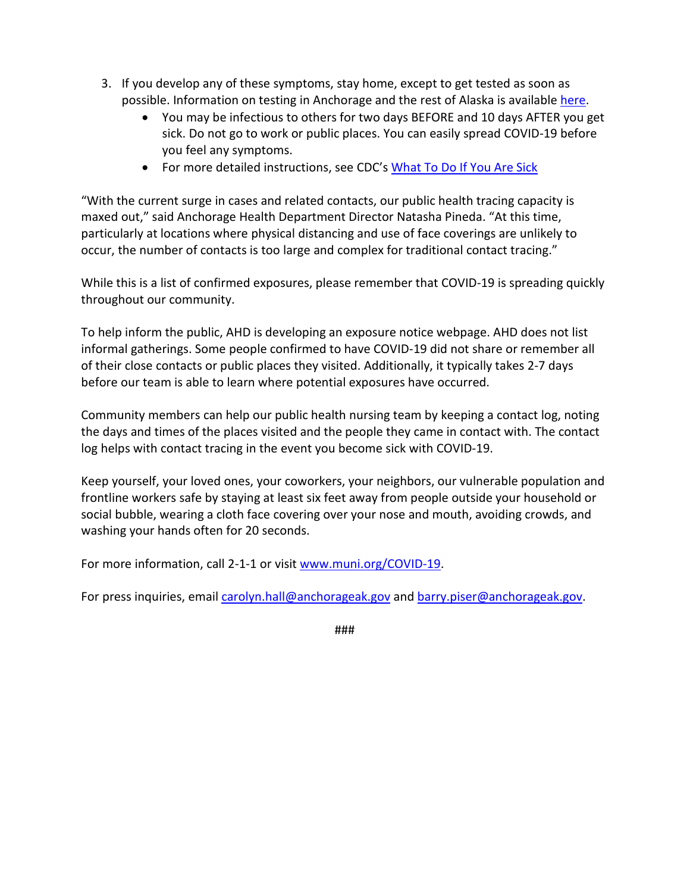3. If you develop any of these symptoms, stay home, except to get tested as soon as possible. Information on testing in Anchorage and the rest of Alaska is available here.
    - You may be infectious to others for two days BEFORE and 10 days AFTER you get sick. Do not go to work or public places. You can easily spread COVID-19 before you feel any symptoms.
    - For more detailed instructions, see CDC's What To Do If You Are Sick

"With the current surge in cases and related contacts, our public health tracing capacity is maxed out," said Anchorage Health Department Director Natasha Pineda. "At this time, particularly at locations where physical distancing and use of face coverings are unlikely to occur, the number of contacts is too large and complex for traditional contact tracing."

While this is a list of confirmed exposures, please remember that COVID-19 is spreading quickly throughout our community.

To help inform the public, AHD is developing an exposure notice webpage. AHD does not list informal gatherings. Some people confirmed to have COVID-19 did not share or remember all of their close contacts or public places they visited. Additionally, it typically takes 2-7 days before our team is able to learn where potential exposures have occurred.

Community members can help our public health nursing team by keeping a contact log, noting the days and times of the places visited and the people they came in contact with. The contact log helps with contact tracing in the event you become sick with COVID-19.

Keep yourself, your loved ones, your coworkers, your neighbors, our vulnerable population and frontline workers safe by staying at least six feet away from people outside your household or social bubble, wearing a cloth face covering over your nose and mouth, avoiding crowds, and washing your hands often for 20 seconds.

For more information, call 2-1-1 or visit www.muni.org/COVID-19.

For press inquiries, email carolyn.hall@anchorageak.gov and barry.piser@anchorageak.gov.

###